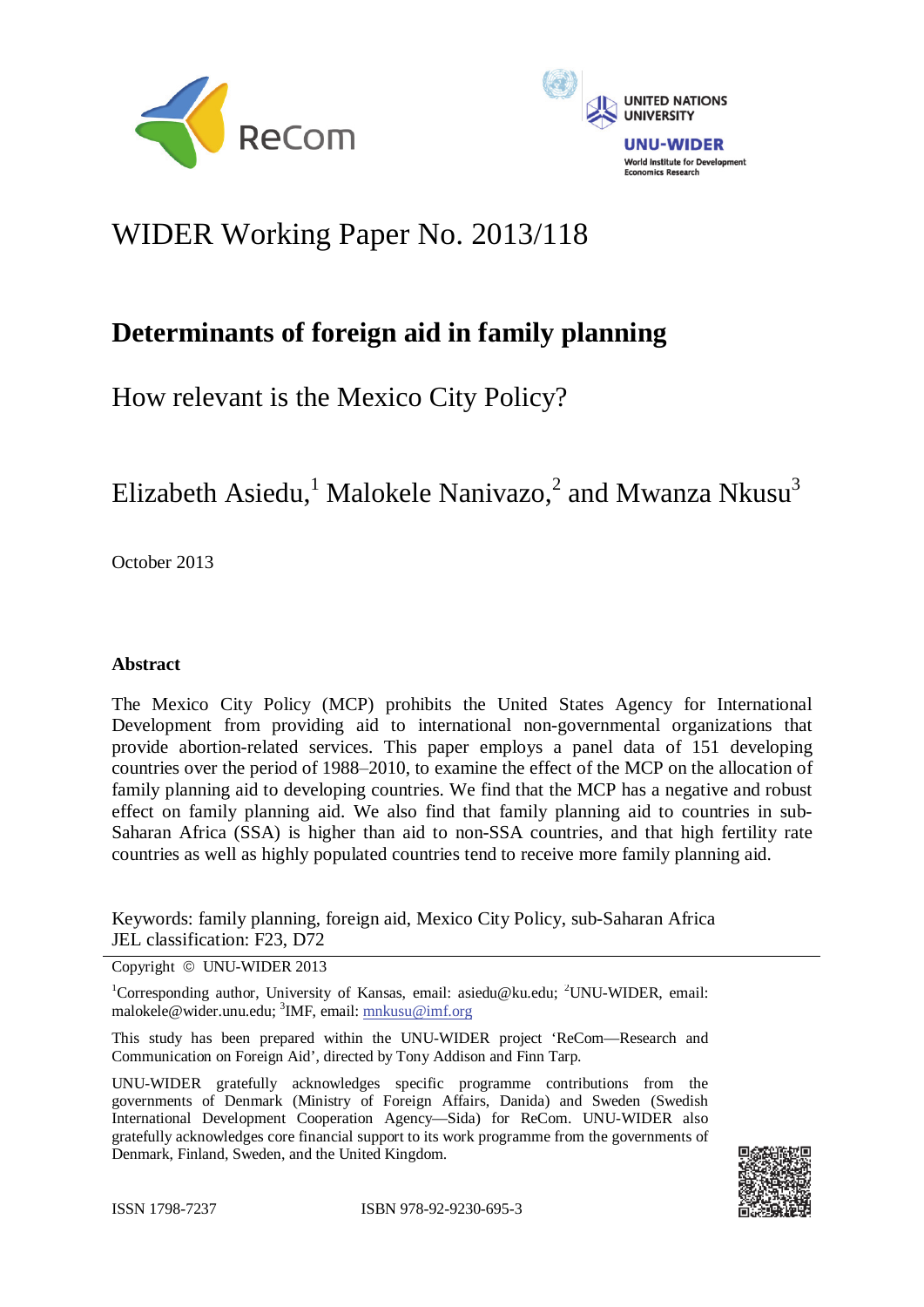WIDER Working Paper No. 2013/118

# Determinants of foreign aid in family planning

## How relevant is the Mexico City Policy?

Elizabeth Asiedu,[1] Malokele Nanivazo,[2] and Mwanza Nkusu[3]

October 2013

### Abstract

The Mexico City Policy (MCP) prohibits the United States Agency for International Development from providing aid to international non-governmental organizations that provide abortion-related services. This paper employs a panel data of 151 developing countries over the period of 1988–2010, to examine the effect of the MCP on the allocation of family planning aid to developing countries. We find that the MCP has a negative and robust effect on family planning aid. We also find that family planning aid to countries in sub-Saharan Africa (SSA) is higher than aid to non-SSA countries, and that high fertility rate countries as well as highly populated countries tend to receive more family planning aid.

Keywords: family planning, foreign aid, Mexico City Policy, sub-Saharan Africa
JEL classification: F23, D72

---

Copyright © UNU-WIDER 2013

[1]Corresponding author, University of Kansas, email: asiedu@ku.edu; [2]UNU-WIDER, email: malokele@wider.unu.edu; [3]IMF, email: mnkusu@imf.org

This study has been prepared within the UNU-WIDER project 'ReCom—Research and Communication on Foreign Aid', directed by Tony Addison and Finn Tarp.

UNU-WIDER gratefully acknowledges specific programme contributions from the governments of Denmark (Ministry of Foreign Affairs, Danida) and Sweden (Swedish International Development Cooperation Agency—Sida) for ReCom. UNU-WIDER also gratefully acknowledges core financial support to its work programme from the governments of Denmark, Finland, Sweden, and the United Kingdom.

ISSN 1798-7237 ISBN 978-92-9230-695-3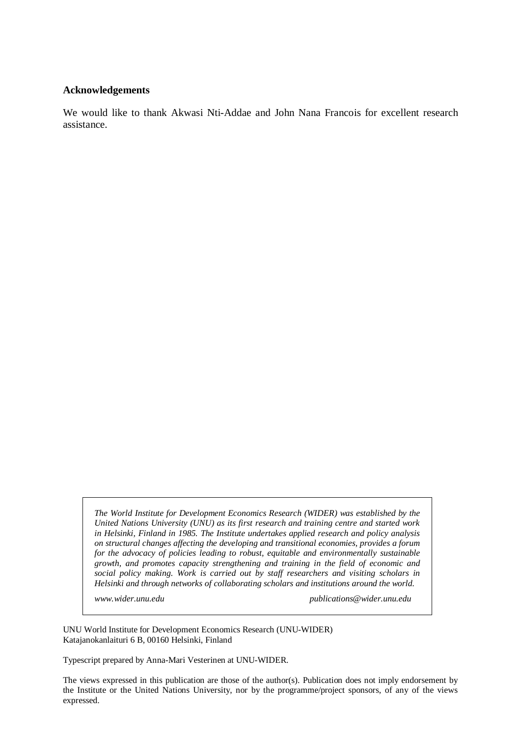### Acknowledgements

We would like to thank Akwasi Nti-Addae and John Nana Francois for excellent research assistance.

*The World Institute for Development Economics Research (WIDER) was established by the United Nations University (UNU) as its first research and training centre and started work in Helsinki, Finland in 1985. The Institute undertakes applied research and policy analysis on structural changes affecting the developing and transitional economies, provides a forum for the advocacy of policies leading to robust, equitable and environmentally sustainable growth, and promotes capacity strengthening and training in the field of economic and social policy making. Work is carried out by staff researchers and visiting scholars in Helsinki and through networks of collaborating scholars and institutions around the world.*

*www.wider.unu.edu* *publications@wider.unu.edu*

UNU World Institute for Development Economics Research (UNU-WIDER)
Katajanokanlaituri 6 B, 00160 Helsinki, Finland

Typescript prepared by Anna-Mari Vesterinen at UNU-WIDER.

The views expressed in this publication are those of the author(s). Publication does not imply endorsement by the Institute or the United Nations University, nor by the programme/project sponsors, of any of the views expressed.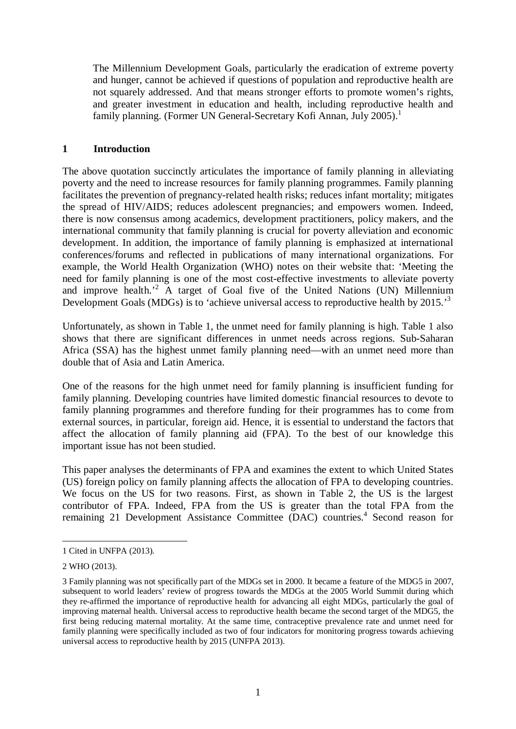> The Millennium Development Goals, particularly the eradication of extreme poverty and hunger, cannot be achieved if questions of population and reproductive health are not squarely addressed. And that means stronger efforts to promote women's rights, and greater investment in education and health, including reproductive health and family planning. (Former UN General-Secretary Kofi Annan, July 2005).[1]

## 1 Introduction

The above quotation succinctly articulates the importance of family planning in alleviating poverty and the need to increase resources for family planning programmes. Family planning facilitates the prevention of pregnancy-related health risks; reduces infant mortality; mitigates the spread of HIV/AIDS; reduces adolescent pregnancies; and empowers women. Indeed, there is now consensus among academics, development practitioners, policy makers, and the international community that family planning is crucial for poverty alleviation and economic development. In addition, the importance of family planning is emphasized at international conferences/forums and reflected in publications of many international organizations. For example, the World Health Organization (WHO) notes on their website that: 'Meeting the need for family planning is one of the most cost-effective investments to alleviate poverty and improve health.'[2] A target of Goal five of the United Nations (UN) Millennium Development Goals (MDGs) is to 'achieve universal access to reproductive health by 2015.'[3]

Unfortunately, as shown in Table 1, the unmet need for family planning is high. Table 1 also shows that there are significant differences in unmet needs across regions. Sub-Saharan Africa (SSA) has the highest unmet family planning need—with an unmet need more than double that of Asia and Latin America.

One of the reasons for the high unmet need for family planning is insufficient funding for family planning. Developing countries have limited domestic financial resources to devote to family planning programmes and therefore funding for their programmes has to come from external sources, in particular, foreign aid. Hence, it is essential to understand the factors that affect the allocation of family planning aid (FPA). To the best of our knowledge this important issue has not been studied.

This paper analyses the determinants of FPA and examines the extent to which United States (US) foreign policy on family planning affects the allocation of FPA to developing countries. We focus on the US for two reasons. First, as shown in Table 2, the US is the largest contributor of FPA. Indeed, FPA from the US is greater than the total FPA from the remaining 21 Development Assistance Committee (DAC) countries.[4] Second reason for

---

1 Cited in UNFPA (2013).

2 WHO (2013).

3 Family planning was not specifically part of the MDGs set in 2000. It became a feature of the MDG5 in 2007, subsequent to world leaders' review of progress towards the MDGs at the 2005 World Summit during which they re-affirmed the importance of reproductive health for advancing all eight MDGs, particularly the goal of improving maternal health. Universal access to reproductive health became the second target of the MDG5, the first being reducing maternal mortality. At the same time, contraceptive prevalence rate and unmet need for family planning were specifically included as two of four indicators for monitoring progress towards achieving universal access to reproductive health by 2015 (UNFPA 2013).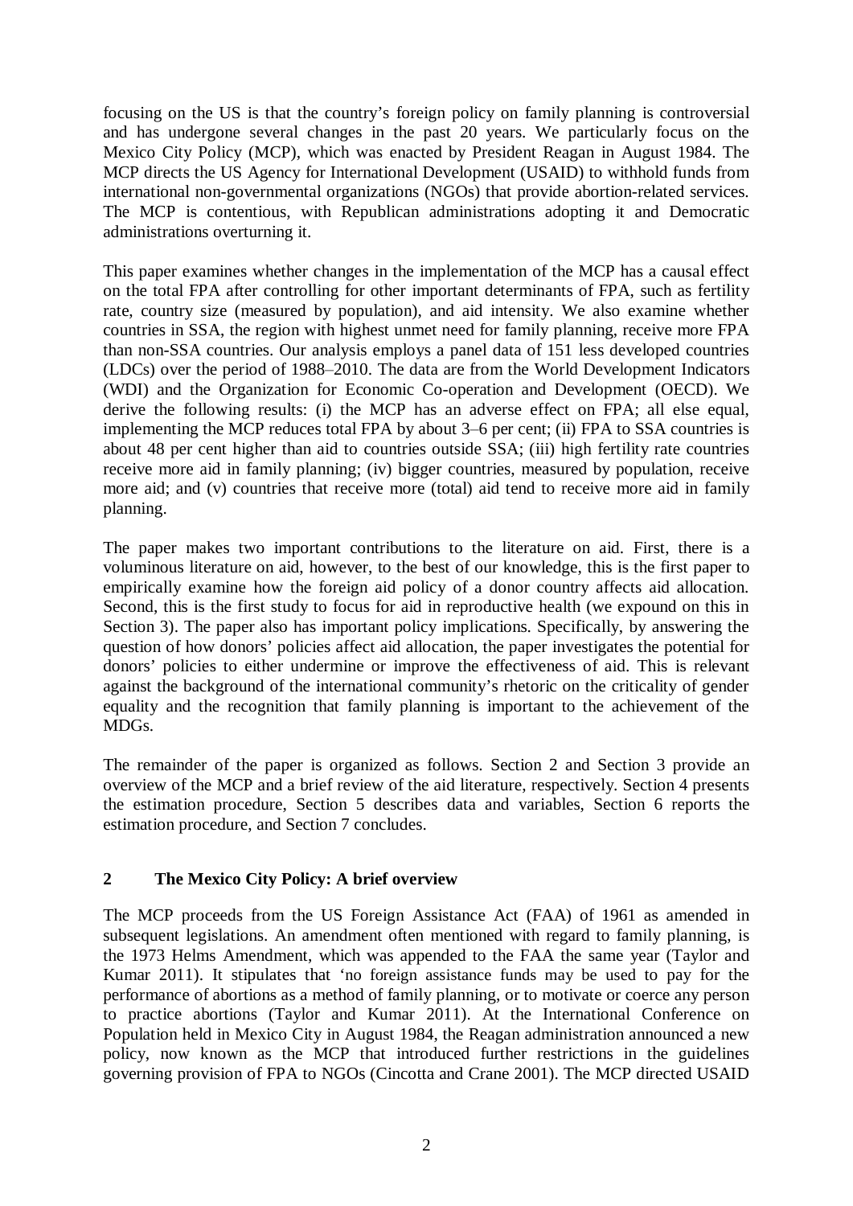focusing on the US is that the country's foreign policy on family planning is controversial and has undergone several changes in the past 20 years. We particularly focus on the Mexico City Policy (MCP), which was enacted by President Reagan in August 1984. The MCP directs the US Agency for International Development (USAID) to withhold funds from international non-governmental organizations (NGOs) that provide abortion-related services. The MCP is contentious, with Republican administrations adopting it and Democratic administrations overturning it.

This paper examines whether changes in the implementation of the MCP has a causal effect on the total FPA after controlling for other important determinants of FPA, such as fertility rate, country size (measured by population), and aid intensity. We also examine whether countries in SSA, the region with highest unmet need for family planning, receive more FPA than non-SSA countries. Our analysis employs a panel data of 151 less developed countries (LDCs) over the period of 1988–2010. The data are from the World Development Indicators (WDI) and the Organization for Economic Co-operation and Development (OECD). We derive the following results: (i) the MCP has an adverse effect on FPA; all else equal, implementing the MCP reduces total FPA by about 3–6 per cent; (ii) FPA to SSA countries is about 48 per cent higher than aid to countries outside SSA; (iii) high fertility rate countries receive more aid in family planning; (iv) bigger countries, measured by population, receive more aid; and (v) countries that receive more (total) aid tend to receive more aid in family planning.

The paper makes two important contributions to the literature on aid. First, there is a voluminous literature on aid, however, to the best of our knowledge, this is the first paper to empirically examine how the foreign aid policy of a donor country affects aid allocation. Second, this is the first study to focus for aid in reproductive health (we expound on this in Section 3). The paper also has important policy implications. Specifically, by answering the question of how donors' policies affect aid allocation, the paper investigates the potential for donors' policies to either undermine or improve the effectiveness of aid. This is relevant against the background of the international community's rhetoric on the criticality of gender equality and the recognition that family planning is important to the achievement of the MDGs.

The remainder of the paper is organized as follows. Section 2 and Section 3 provide an overview of the MCP and a brief review of the aid literature, respectively. Section 4 presents the estimation procedure, Section 5 describes data and variables, Section 6 reports the estimation procedure, and Section 7 concludes.

## 2 The Mexico City Policy: A brief overview

The MCP proceeds from the US Foreign Assistance Act (FAA) of 1961 as amended in subsequent legislations. An amendment often mentioned with regard to family planning, is the 1973 Helms Amendment, which was appended to the FAA the same year (Taylor and Kumar 2011). It stipulates that 'no foreign assistance funds may be used to pay for the performance of abortions as a method of family planning, or to motivate or coerce any person to practice abortions (Taylor and Kumar 2011). At the International Conference on Population held in Mexico City in August 1984, the Reagan administration announced a new policy, now known as the MCP that introduced further restrictions in the guidelines governing provision of FPA to NGOs (Cincotta and Crane 2001). The MCP directed USAID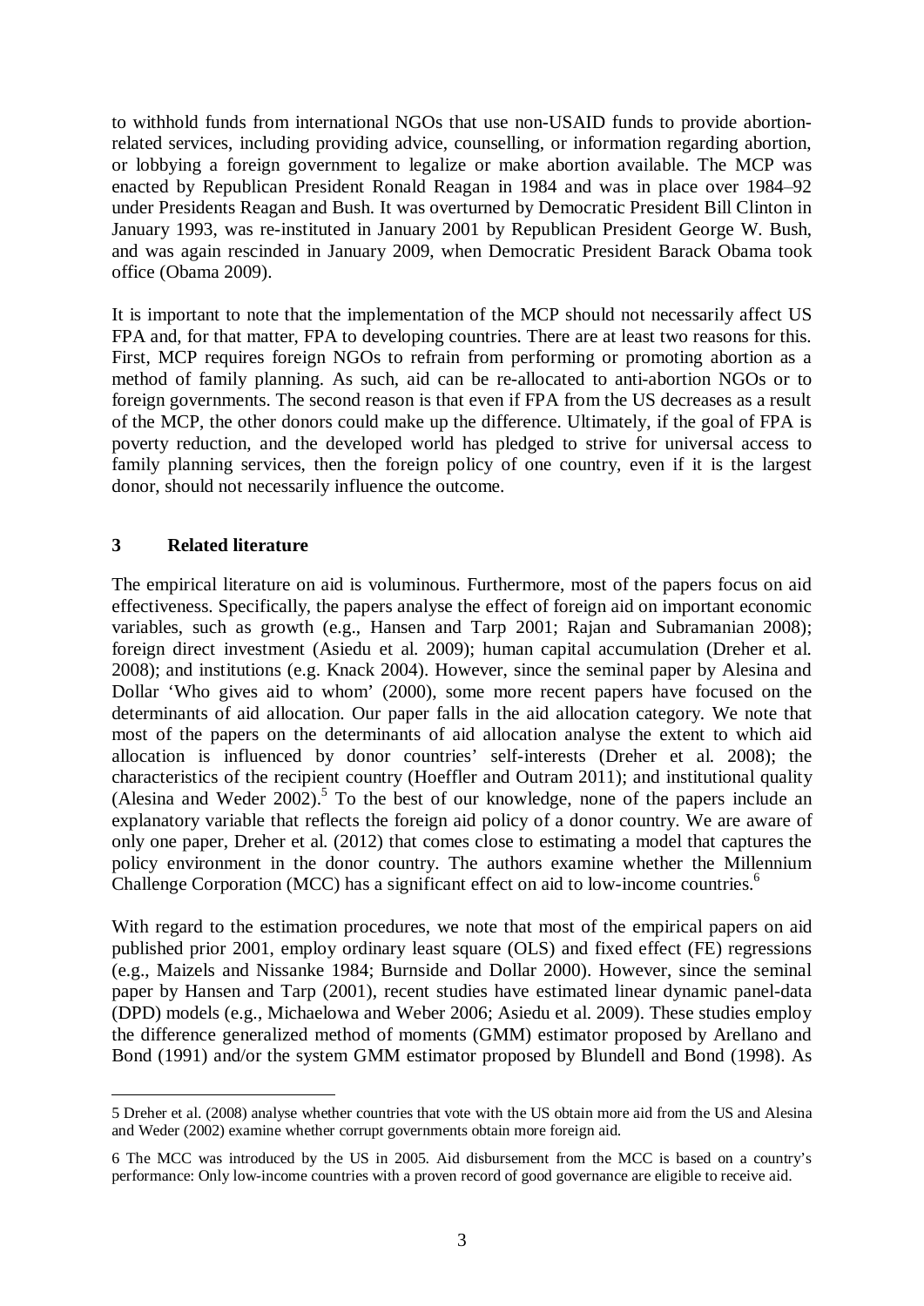to withhold funds from international NGOs that use non-USAID funds to provide abortion-related services, including providing advice, counselling, or information regarding abortion, or lobbying a foreign government to legalize or make abortion available. The MCP was enacted by Republican President Ronald Reagan in 1984 and was in place over 1984–92 under Presidents Reagan and Bush. It was overturned by Democratic President Bill Clinton in January 1993, was re-instituted in January 2001 by Republican President George W. Bush, and was again rescinded in January 2009, when Democratic President Barack Obama took office (Obama 2009).

It is important to note that the implementation of the MCP should not necessarily affect US FPA and, for that matter, FPA to developing countries. There are at least two reasons for this. First, MCP requires foreign NGOs to refrain from performing or promoting abortion as a method of family planning. As such, aid can be re-allocated to anti-abortion NGOs or to foreign governments. The second reason is that even if FPA from the US decreases as a result of the MCP, the other donors could make up the difference. Ultimately, if the goal of FPA is poverty reduction, and the developed world has pledged to strive for universal access to family planning services, then the foreign policy of one country, even if it is the largest donor, should not necessarily influence the outcome.

## 3 Related literature

The empirical literature on aid is voluminous. Furthermore, most of the papers focus on aid effectiveness. Specifically, the papers analyse the effect of foreign aid on important economic variables, such as growth (e.g., Hansen and Tarp 2001; Rajan and Subramanian 2008); foreign direct investment (Asiedu et al. 2009); human capital accumulation (Dreher et al. 2008); and institutions (e.g. Knack 2004). However, since the seminal paper by Alesina and Dollar 'Who gives aid to whom' (2000), some more recent papers have focused on the determinants of aid allocation. Our paper falls in the aid allocation category. We note that most of the papers on the determinants of aid allocation analyse the extent to which aid allocation is influenced by donor countries' self-interests (Dreher et al. 2008); the characteristics of the recipient country (Hoeffler and Outram 2011); and institutional quality (Alesina and Weder 2002).[5] To the best of our knowledge, none of the papers include an explanatory variable that reflects the foreign aid policy of a donor country. We are aware of only one paper, Dreher et al. (2012) that comes close to estimating a model that captures the policy environment in the donor country. The authors examine whether the Millennium Challenge Corporation (MCC) has a significant effect on aid to low-income countries.[6]

With regard to the estimation procedures, we note that most of the empirical papers on aid published prior 2001, employ ordinary least square (OLS) and fixed effect (FE) regressions (e.g., Maizels and Nissanke 1984; Burnside and Dollar 2000). However, since the seminal paper by Hansen and Tarp (2001), recent studies have estimated linear dynamic panel-data (DPD) models (e.g., Michaelowa and Weber 2006; Asiedu et al. 2009). These studies employ the difference generalized method of moments (GMM) estimator proposed by Arellano and Bond (1991) and/or the system GMM estimator proposed by Blundell and Bond (1998). As

---

5 Dreher et al. (2008) analyse whether countries that vote with the US obtain more aid from the US and Alesina and Weder (2002) examine whether corrupt governments obtain more foreign aid.

6 The MCC was introduced by the US in 2005. Aid disbursement from the MCC is based on a country's performance: Only low-income countries with a proven record of good governance are eligible to receive aid.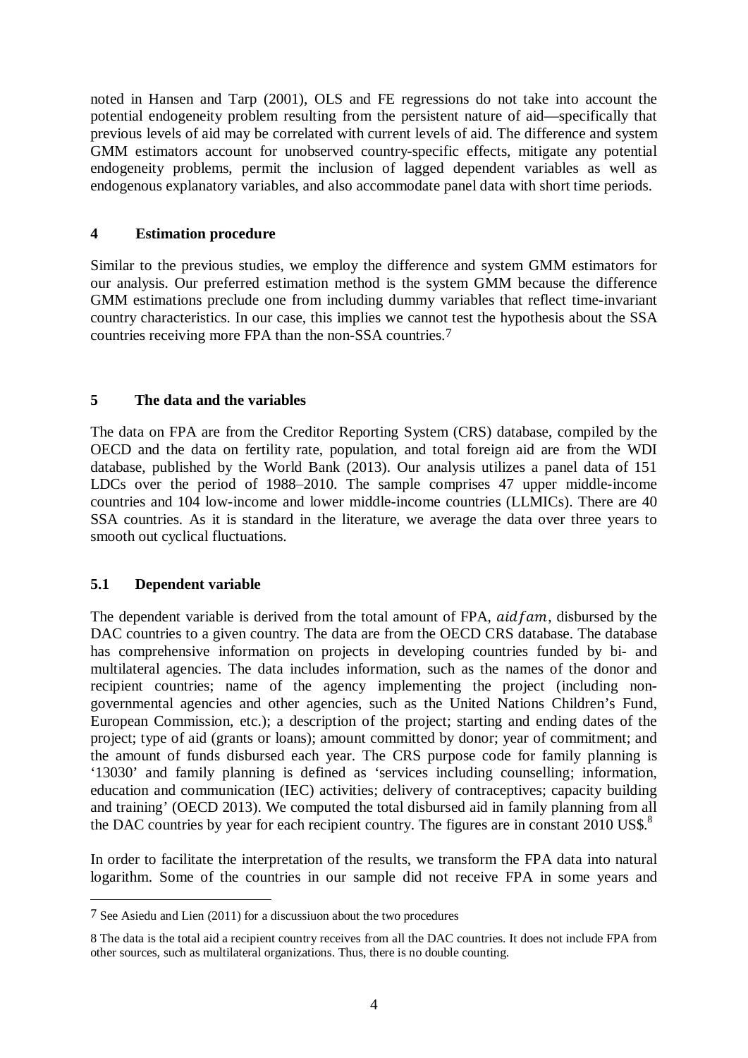noted in Hansen and Tarp (2001), OLS and FE regressions do not take into account the potential endogeneity problem resulting from the persistent nature of aid—specifically that previous levels of aid may be correlated with current levels of aid. The difference and system GMM estimators account for unobserved country-specific effects, mitigate any potential endogeneity problems, permit the inclusion of lagged dependent variables as well as endogenous explanatory variables, and also accommodate panel data with short time periods.

## 4 Estimation procedure

Similar to the previous studies, we employ the difference and system GMM estimators for our analysis. Our preferred estimation method is the system GMM because the difference GMM estimations preclude one from including dummy variables that reflect time-invariant country characteristics. In our case, this implies we cannot test the hypothesis about the SSA countries receiving more FPA than the non-SSA countries.[7]

## 5 The data and the variables

The data on FPA are from the Creditor Reporting System (CRS) database, compiled by the OECD and the data on fertility rate, population, and total foreign aid are from the WDI database, published by the World Bank (2013). Our analysis utilizes a panel data of 151 LDCs over the period of 1988–2010. The sample comprises 47 upper middle-income countries and 104 low-income and lower middle-income countries (LLMICs). There are 40 SSA countries. As it is standard in the literature, we average the data over three years to smooth out cyclical fluctuations.

### 5.1 Dependent variable

The dependent variable is derived from the total amount of FPA, $aidfam$, disbursed by the DAC countries to a given country. The data are from the OECD CRS database. The database has comprehensive information on projects in developing countries funded by bi- and multilateral agencies. The data includes information, such as the names of the donor and recipient countries; name of the agency implementing the project (including non-governmental agencies and other agencies, such as the United Nations Children's Fund, European Commission, etc.); a description of the project; starting and ending dates of the project; type of aid (grants or loans); amount committed by donor; year of commitment; and the amount of funds disbursed each year. The CRS purpose code for family planning is '13030' and family planning is defined as 'services including counselling; information, education and communication (IEC) activities; delivery of contraceptives; capacity building and training' (OECD 2013). We computed the total disbursed aid in family planning from all the DAC countries by year for each recipient country. The figures are in constant 2010 US$.[8]

In order to facilitate the interpretation of the results, we transform the FPA data into natural logarithm. Some of the countries in our sample did not receive FPA in some years and

---

[7] See Asiedu and Lien (2011) for a discussiuon about the two procedures

[8] The data is the total aid a recipient country receives from all the DAC countries. It does not include FPA from other sources, such as multilateral organizations. Thus, there is no double counting.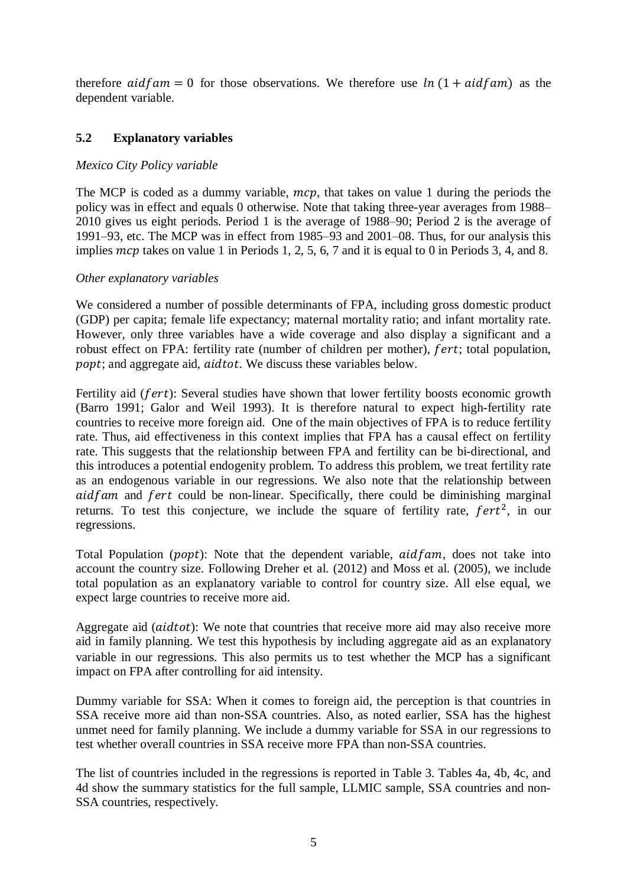therefore $aidfam = 0$ for those observations. We therefore use $ln\,(1 + aidfam)$ as the dependent variable.

### 5.2 Explanatory variables

*Mexico City Policy variable*

The MCP is coded as a dummy variable, $mcp$, that takes on value 1 during the periods the policy was in effect and equals 0 otherwise. Note that taking three-year averages from 1988–2010 gives us eight periods. Period 1 is the average of 1988–90; Period 2 is the average of 1991–93, etc. The MCP was in effect from 1985–93 and 2001–08. Thus, for our analysis this implies $mcp$ takes on value 1 in Periods 1, 2, 5, 6, 7 and it is equal to 0 in Periods 3, 4, and 8.

*Other explanatory variables*

We considered a number of possible determinants of FPA, including gross domestic product (GDP) per capita; female life expectancy; maternal mortality ratio; and infant mortality rate. However, only three variables have a wide coverage and also display a significant and a robust effect on FPA: fertility rate (number of children per mother), $fert$; total population, $popt$; and aggregate aid, $aidtot$. We discuss these variables below.

Fertility aid ($fert$): Several studies have shown that lower fertility boosts economic growth (Barro 1991; Galor and Weil 1993). It is therefore natural to expect high-fertility rate countries to receive more foreign aid. One of the main objectives of FPA is to reduce fertility rate. Thus, aid effectiveness in this context implies that FPA has a causal effect on fertility rate. This suggests that the relationship between FPA and fertility can be bi-directional, and this introduces a potential endogenity problem. To address this problem, we treat fertility rate as an endogenous variable in our regressions. We also note that the relationship between $aidfam$ and $fert$ could be non-linear. Specifically, there could be diminishing marginal returns. To test this conjecture, we include the square of fertility rate, $fert^2$, in our regressions.

Total Population ($popt$): Note that the dependent variable, $aidfam$, does not take into account the country size. Following Dreher et al. (2012) and Moss et al. (2005), we include total population as an explanatory variable to control for country size. All else equal, we expect large countries to receive more aid.

Aggregate aid ($aidtot$): We note that countries that receive more aid may also receive more aid in family planning. We test this hypothesis by including aggregate aid as an explanatory variable in our regressions. This also permits us to test whether the MCP has a significant impact on FPA after controlling for aid intensity.

Dummy variable for SSA: When it comes to foreign aid, the perception is that countries in SSA receive more aid than non-SSA countries. Also, as noted earlier, SSA has the highest unmet need for family planning. We include a dummy variable for SSA in our regressions to test whether overall countries in SSA receive more FPA than non-SSA countries.

The list of countries included in the regressions is reported in Table 3. Tables 4a, 4b, 4c, and 4d show the summary statistics for the full sample, LLMIC sample, SSA countries and non-SSA countries, respectively.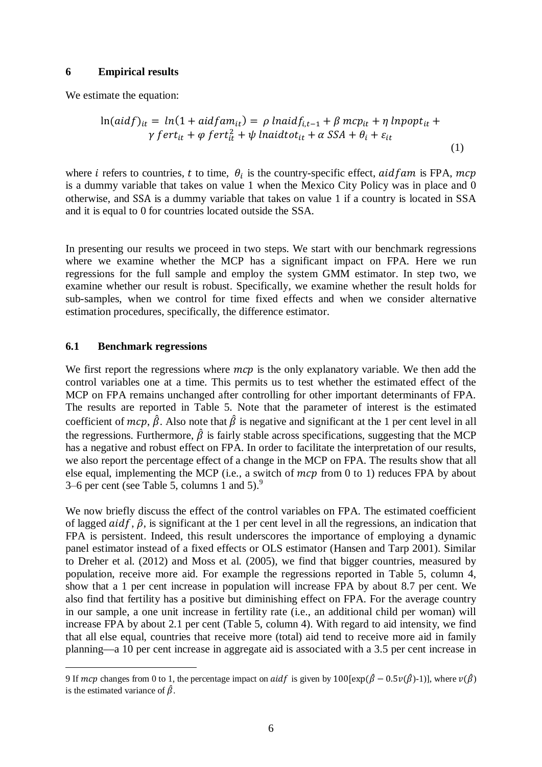## 6 Empirical results

We estimate the equation:

$$\ln(aidf)_{it} = ln(1 + aidfam_{it}) = \rho \, lnaidf_{i,t-1} + \beta \, mcp_{it} + \eta \, lnpopt_{it} + \gamma \, fert_{it} + \varphi \, fert_{it}^2 + \psi \, lnaidtot_{it} + \alpha \, SSA + \theta_i + \varepsilon_{it} \tag{1}$$

where $i$ refers to countries, $t$ to time, $\theta_i$ is the country-specific effect, $aidfam$ is FPA, $mcp$ is a dummy variable that takes on value 1 when the Mexico City Policy was in place and 0 otherwise, and SSA is a dummy variable that takes on value 1 if a country is located in SSA and it is equal to 0 for countries located outside the SSA.

In presenting our results we proceed in two steps. We start with our benchmark regressions where we examine whether the MCP has a significant impact on FPA. Here we run regressions for the full sample and employ the system GMM estimator. In step two, we examine whether our result is robust. Specifically, we examine whether the result holds for sub-samples, when we control for time fixed effects and when we consider alternative estimation procedures, specifically, the difference estimator.

### 6.1 Benchmark regressions

We first report the regressions where $mcp$ is the only explanatory variable. We then add the control variables one at a time. This permits us to test whether the estimated effect of the MCP on FPA remains unchanged after controlling for other important determinants of FPA. The results are reported in Table 5. Note that the parameter of interest is the estimated coefficient of $mcp$, $\hat{\beta}$. Also note that $\hat{\beta}$ is negative and significant at the 1 per cent level in all the regressions. Furthermore, $\hat{\beta}$ is fairly stable across specifications, suggesting that the MCP has a negative and robust effect on FPA. In order to facilitate the interpretation of our results, we also report the percentage effect of a change in the MCP on FPA. The results show that all else equal, implementing the MCP (i.e., a switch of $mcp$ from 0 to 1) reduces FPA by about 3–6 per cent (see Table 5, columns 1 and 5).[9]

We now briefly discuss the effect of the control variables on FPA. The estimated coefficient of lagged $aidf$, $\hat{\rho}$, is significant at the 1 per cent level in all the regressions, an indication that FPA is persistent. Indeed, this result underscores the importance of employing a dynamic panel estimator instead of a fixed effects or OLS estimator (Hansen and Tarp 2001). Similar to Dreher et al. (2012) and Moss et al. (2005), we find that bigger countries, measured by population, receive more aid. For example the regressions reported in Table 5, column 4, show that a 1 per cent increase in population will increase FPA by about 8.7 per cent. We also find that fertility has a positive but diminishing effect on FPA. For the average country in our sample, a one unit increase in fertility rate (i.e., an additional child per woman) will increase FPA by about 2.1 per cent (Table 5, column 4). With regard to aid intensity, we find that all else equal, countries that receive more (total) aid tend to receive more aid in family planning—a 10 per cent increase in aggregate aid is associated with a 3.5 per cent increase in

---

[9] If $mcp$ changes from 0 to 1, the percentage impact on $aidf$ is given by $100[\exp(\hat{\beta} - 0.5v(\hat{\beta})\text{-}1)]$, where $v(\hat{\beta})$ is the estimated variance of $\hat{\beta}$.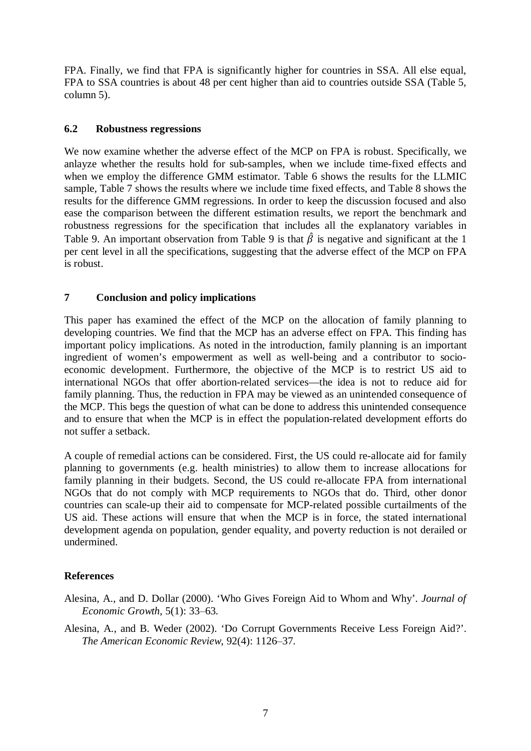FPA. Finally, we find that FPA is significantly higher for countries in SSA. All else equal, FPA to SSA countries is about 48 per cent higher than aid to countries outside SSA (Table 5, column 5).

### 6.2 Robustness regressions

We now examine whether the adverse effect of the MCP on FPA is robust. Specifically, we anlayze whether the results hold for sub-samples, when we include time-fixed effects and when we employ the difference GMM estimator. Table 6 shows the results for the LLMIC sample, Table 7 shows the results where we include time fixed effects, and Table 8 shows the results for the difference GMM regressions. In order to keep the discussion focused and also ease the comparison between the different estimation results, we report the benchmark and robustness regressions for the specification that includes all the explanatory variables in Table 9. An important observation from Table 9 is that $\hat{\beta}$ is negative and significant at the 1 per cent level in all the specifications, suggesting that the adverse effect of the MCP on FPA is robust.

## 7 Conclusion and policy implications

This paper has examined the effect of the MCP on the allocation of family planning to developing countries. We find that the MCP has an adverse effect on FPA. This finding has important policy implications. As noted in the introduction, family planning is an important ingredient of women's empowerment as well as well-being and a contributor to socio-economic development. Furthermore, the objective of the MCP is to restrict US aid to international NGOs that offer abortion-related services—the idea is not to reduce aid for family planning. Thus, the reduction in FPA may be viewed as an unintended consequence of the MCP. This begs the question of what can be done to address this unintended consequence and to ensure that when the MCP is in effect the population-related development efforts do not suffer a setback.

A couple of remedial actions can be considered. First, the US could re-allocate aid for family planning to governments (e.g. health ministries) to allow them to increase allocations for family planning in their budgets. Second, the US could re-allocate FPA from international NGOs that do not comply with MCP requirements to NGOs that do. Third, other donor countries can scale-up their aid to compensate for MCP-related possible curtailments of the US aid. These actions will ensure that when the MCP is in force, the stated international development agenda on population, gender equality, and poverty reduction is not derailed or undermined.

## References

Alesina, A., and D. Dollar (2000). 'Who Gives Foreign Aid to Whom and Why'. *Journal of Economic Growth*, 5(1): 33–63.

Alesina, A., and B. Weder (2002). 'Do Corrupt Governments Receive Less Foreign Aid?'. *The American Economic Review*, 92(4): 1126–37.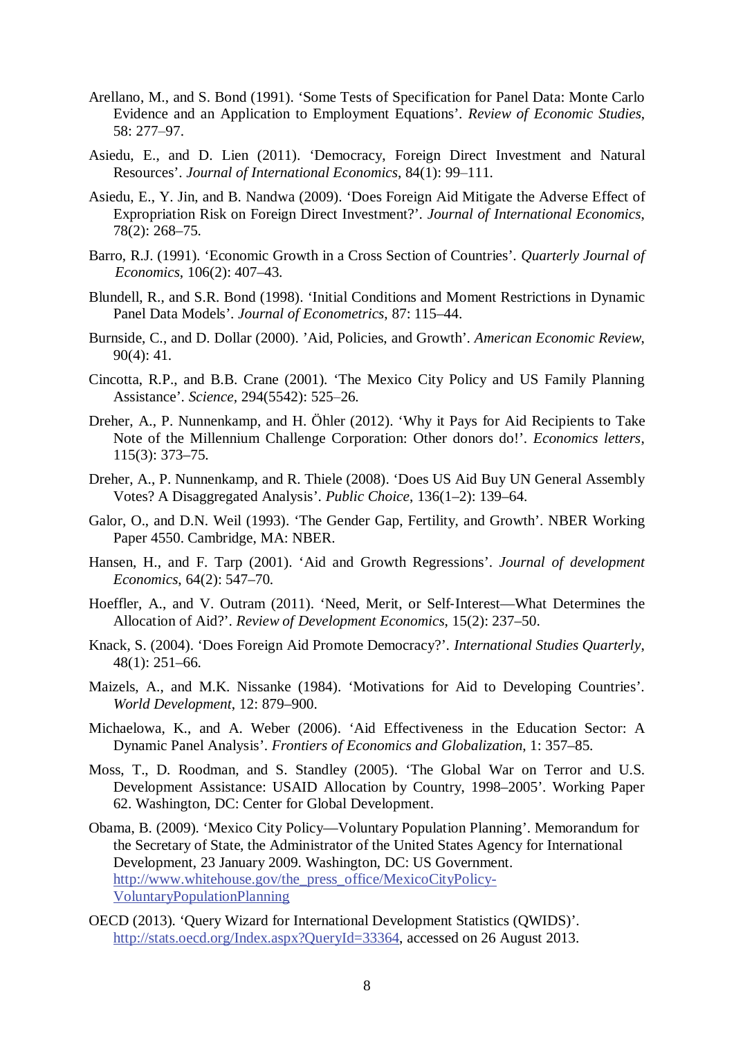Arellano, M., and S. Bond (1991). 'Some Tests of Specification for Panel Data: Monte Carlo Evidence and an Application to Employment Equations'. *Review of Economic Studies*, 58: 277–97.

Asiedu, E., and D. Lien (2011). 'Democracy, Foreign Direct Investment and Natural Resources'. *Journal of International Economics*, 84(1): 99–111.

Asiedu, E., Y. Jin, and B. Nandwa (2009). 'Does Foreign Aid Mitigate the Adverse Effect of Expropriation Risk on Foreign Direct Investment?'. *Journal of International Economics*, 78(2): 268–75.

Barro, R.J. (1991). 'Economic Growth in a Cross Section of Countries'. *Quarterly Journal of Economics*, 106(2): 407–43.

Blundell, R., and S.R. Bond (1998). 'Initial Conditions and Moment Restrictions in Dynamic Panel Data Models'. *Journal of Econometrics*, 87: 115–44.

Burnside, C., and D. Dollar (2000). 'Aid, Policies, and Growth'. *American Economic Review*, 90(4): 41.

Cincotta, R.P., and B.B. Crane (2001). 'The Mexico City Policy and US Family Planning Assistance'. *Science*, 294(5542): 525–26.

Dreher, A., P. Nunnenkamp, and H. Öhler (2012). 'Why it Pays for Aid Recipients to Take Note of the Millennium Challenge Corporation: Other donors do!'. *Economics letters*, 115(3): 373–75.

Dreher, A., P. Nunnenkamp, and R. Thiele (2008). 'Does US Aid Buy UN General Assembly Votes? A Disaggregated Analysis'. *Public Choice*, 136(1–2): 139–64.

Galor, O., and D.N. Weil (1993). 'The Gender Gap, Fertility, and Growth'. NBER Working Paper 4550. Cambridge, MA: NBER.

Hansen, H., and F. Tarp (2001). 'Aid and Growth Regressions'. *Journal of development Economics*, 64(2): 547–70.

Hoeffler, A., and V. Outram (2011). 'Need, Merit, or Self-Interest—What Determines the Allocation of Aid?'. *Review of Development Economics*, 15(2): 237–50.

Knack, S. (2004). 'Does Foreign Aid Promote Democracy?'. *International Studies Quarterly*, 48(1): 251–66.

Maizels, A., and M.K. Nissanke (1984). 'Motivations for Aid to Developing Countries'. *World Development*, 12: 879–900.

Michaelowa, K., and A. Weber (2006). 'Aid Effectiveness in the Education Sector: A Dynamic Panel Analysis'. *Frontiers of Economics and Globalization*, 1: 357–85.

Moss, T., D. Roodman, and S. Standley (2005). 'The Global War on Terror and U.S. Development Assistance: USAID Allocation by Country, 1998–2005'. Working Paper 62. Washington, DC: Center for Global Development.

Obama, B. (2009). 'Mexico City Policy—Voluntary Population Planning'. Memorandum for the Secretary of State, the Administrator of the United States Agency for International Development, 23 January 2009. Washington, DC: US Government. http://www.whitehouse.gov/the_press_office/MexicoCityPolicy-VoluntaryPopulationPlanning

OECD (2013). 'Query Wizard for International Development Statistics (QWIDS)'. http://stats.oecd.org/Index.aspx?QueryId=33364, accessed on 26 August 2013.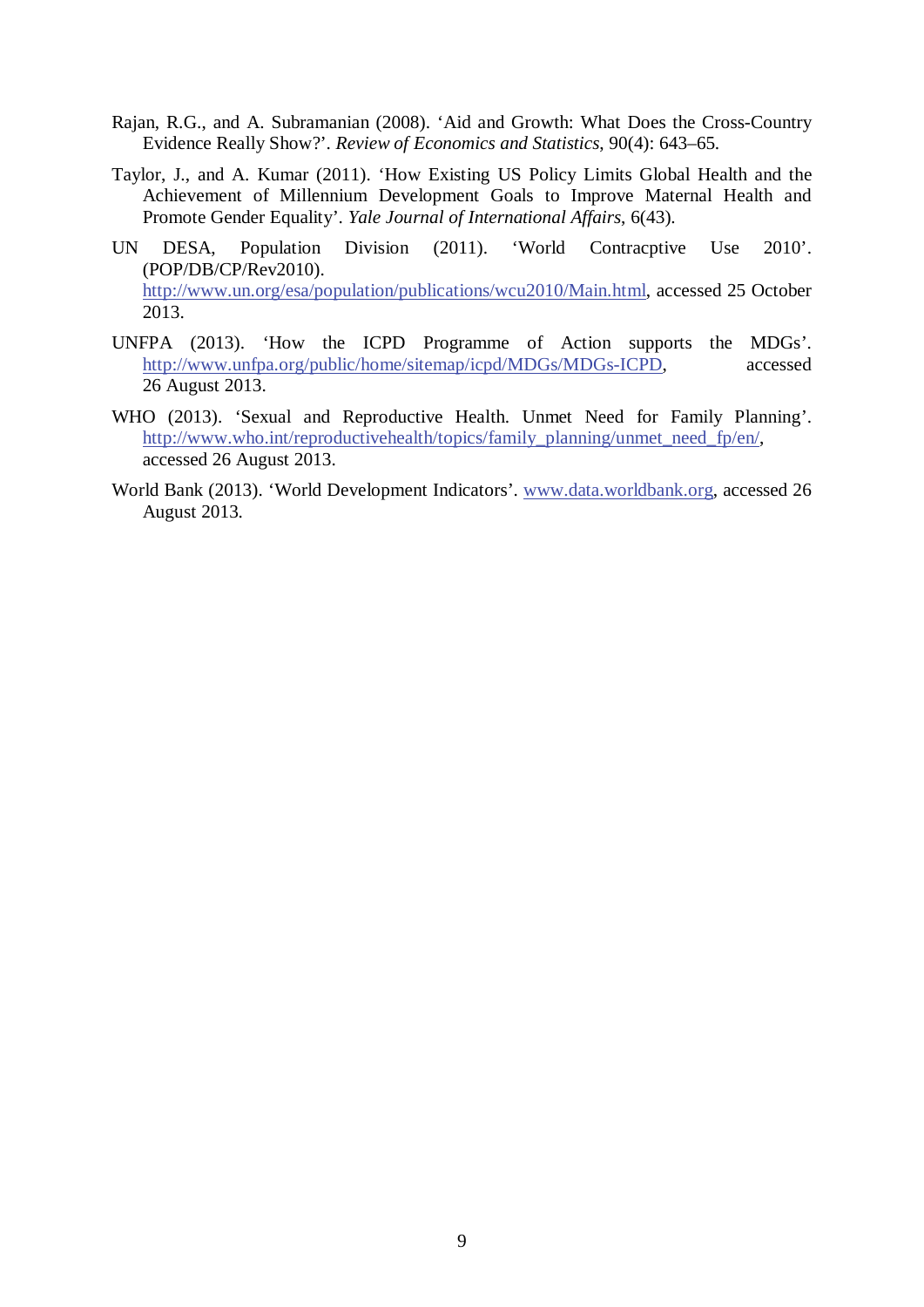Rajan, R.G., and A. Subramanian (2008). 'Aid and Growth: What Does the Cross-Country Evidence Really Show?'. *Review of Economics and Statistics*, 90(4): 643–65.

Taylor, J., and A. Kumar (2011). 'How Existing US Policy Limits Global Health and the Achievement of Millennium Development Goals to Improve Maternal Health and Promote Gender Equality'. *Yale Journal of International Affairs*, 6(43).

UN DESA, Population Division (2011). 'World Contracptive Use 2010'. (POP/DB/CP/Rev2010). http://www.un.org/esa/population/publications/wcu2010/Main.html, accessed 25 October 2013.

UNFPA (2013). 'How the ICPD Programme of Action supports the MDGs'. http://www.unfpa.org/public/home/sitemap/icpd/MDGs/MDGs-ICPD, accessed 26 August 2013.

WHO (2013). 'Sexual and Reproductive Health. Unmet Need for Family Planning'. http://www.who.int/reproductivehealth/topics/family_planning/unmet_need_fp/en/, accessed 26 August 2013.

World Bank (2013). 'World Development Indicators'. www.data.worldbank.org, accessed 26 August 2013.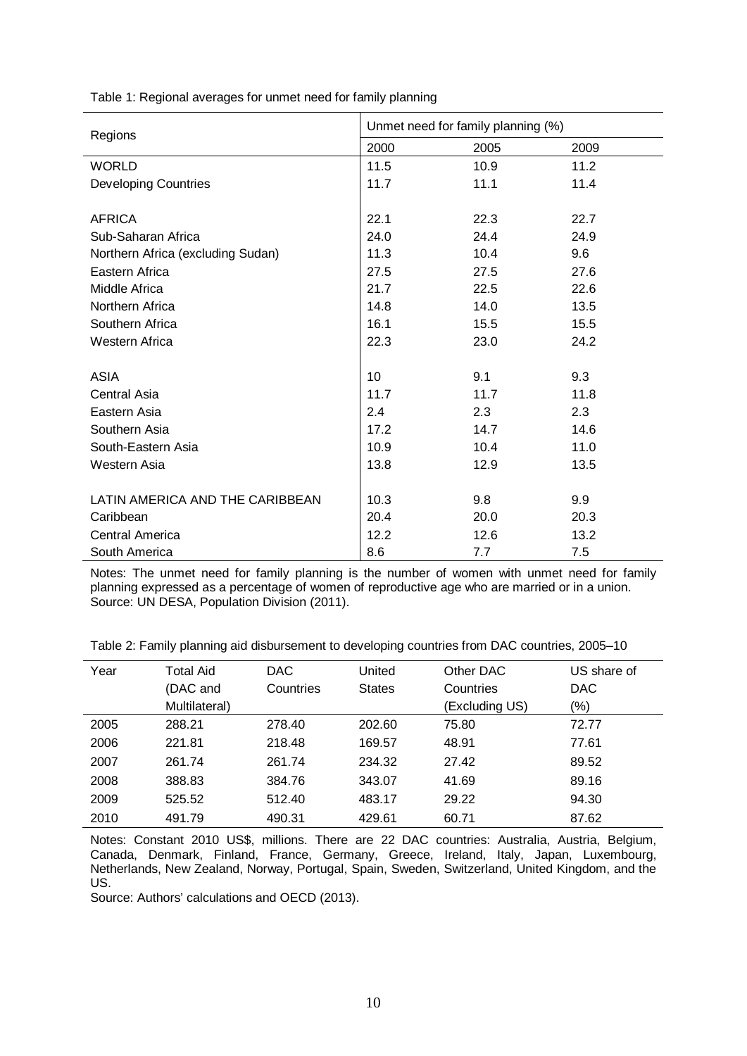Table 1: Regional averages for unmet need for family planning

| Regions | Unmet need for family planning (%) | | |
|---|---|---|---|
| | 2000 | 2005 | 2009 |
| WORLD | 11.5 | 10.9 | 11.2 |
| Developing Countries | 11.7 | 11.1 | 11.4 |
| | | | |
| AFRICA | 22.1 | 22.3 | 22.7 |
| Sub-Saharan Africa | 24.0 | 24.4 | 24.9 |
| Northern Africa (excluding Sudan) | 11.3 | 10.4 | 9.6 |
| Eastern Africa | 27.5 | 27.5 | 27.6 |
| Middle Africa | 21.7 | 22.5 | 22.6 |
| Northern Africa | 14.8 | 14.0 | 13.5 |
| Southern Africa | 16.1 | 15.5 | 15.5 |
| Western Africa | 22.3 | 23.0 | 24.2 |
| | | | |
| ASIA | 10 | 9.1 | 9.3 |
| Central Asia | 11.7 | 11.7 | 11.8 |
| Eastern Asia | 2.4 | 2.3 | 2.3 |
| Southern Asia | 17.2 | 14.7 | 14.6 |
| South-Eastern Asia | 10.9 | 10.4 | 11.0 |
| Western Asia | 13.8 | 12.9 | 13.5 |
| | | | |
| LATIN AMERICA AND THE CARIBBEAN | 10.3 | 9.8 | 9.9 |
| Caribbean | 20.4 | 20.0 | 20.3 |
| Central America | 12.2 | 12.6 | 13.2 |
| South America | 8.6 | 7.7 | 7.5 |

Notes: The unmet need for family planning is the number of women with unmet need for family planning expressed as a percentage of women of reproductive age who are married or in a union.
Source: UN DESA, Population Division (2011).

Table 2: Family planning aid disbursement to developing countries from DAC countries, 2005–10

| Year | Total Aid (DAC and Multilateral) | DAC Countries | United States | Other DAC Countries (Excluding US) | US share of DAC (%) |
|---|---|---|---|---|---|
| 2005 | 288.21 | 278.40 | 202.60 | 75.80 | 72.77 |
| 2006 | 221.81 | 218.48 | 169.57 | 48.91 | 77.61 |
| 2007 | 261.74 | 261.74 | 234.32 | 27.42 | 89.52 |
| 2008 | 388.83 | 384.76 | 343.07 | 41.69 | 89.16 |
| 2009 | 525.52 | 512.40 | 483.17 | 29.22 | 94.30 |
| 2010 | 491.79 | 490.31 | 429.61 | 60.71 | 87.62 |

Notes: Constant 2010 US$, millions. There are 22 DAC countries: Australia, Austria, Belgium, Canada, Denmark, Finland, France, Germany, Greece, Ireland, Italy, Japan, Luxembourg, Netherlands, New Zealand, Norway, Portugal, Spain, Sweden, Switzerland, United Kingdom, and the US.
Source: Authors' calculations and OECD (2013).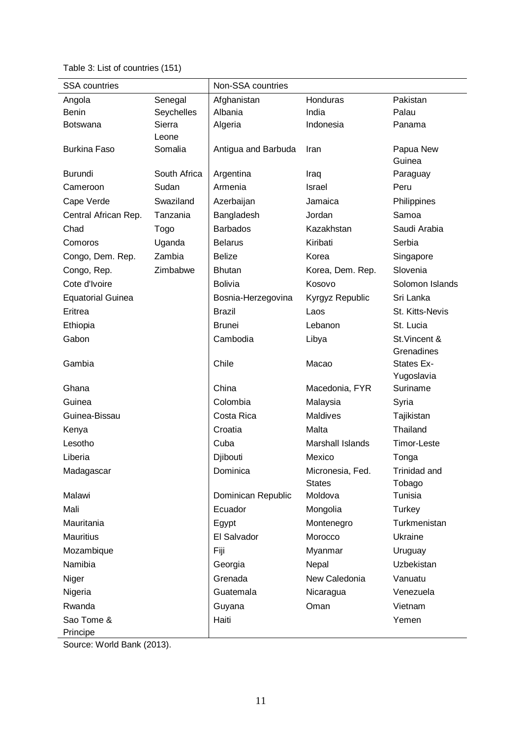Table 3: List of countries (151)

| SSA countries | | Non-SSA countries | | |
|---|---|---|---|---|
| Angola | Senegal | Afghanistan | Honduras | Pakistan |
| Benin | Seychelles | Albania | India | Palau |
| Botswana | Sierra Leone | Algeria | Indonesia | Panama |
| Burkina Faso | Somalia | Antigua and Barbuda | Iran | Papua New Guinea |
| Burundi | South Africa | Argentina | Iraq | Paraguay |
| Cameroon | Sudan | Armenia | Israel | Peru |
| Cape Verde | Swaziland | Azerbaijan | Jamaica | Philippines |
| Central African Rep. | Tanzania | Bangladesh | Jordan | Samoa |
| Chad | Togo | Barbados | Kazakhstan | Saudi Arabia |
| Comoros | Uganda | Belarus | Kiribati | Serbia |
| Congo, Dem. Rep. | Zambia | Belize | Korea | Singapore |
| Congo, Rep. | Zimbabwe | Bhutan | Korea, Dem. Rep. | Slovenia |
| Cote d'Ivoire | | Bolivia | Kosovo | Solomon Islands |
| Equatorial Guinea | | Bosnia-Herzegovina | Kyrgyz Republic | Sri Lanka |
| Eritrea | | Brazil | Laos | St. Kitts-Nevis |
| Ethiopia | | Brunei | Lebanon | St. Lucia |
| Gabon | | Cambodia | Libya | St.Vincent & Grenadines |
| Gambia | | Chile | Macao | States Ex-Yugoslavia |
| Ghana | | China | Macedonia, FYR | Suriname |
| Guinea | | Colombia | Malaysia | Syria |
| Guinea-Bissau | | Costa Rica | Maldives | Tajikistan |
| Kenya | | Croatia | Malta | Thailand |
| Lesotho | | Cuba | Marshall Islands | Timor-Leste |
| Liberia | | Djibouti | Mexico | Tonga |
| Madagascar | | Dominica | Micronesia, Fed. States | Trinidad and Tobago |
| Malawi | | Dominican Republic | Moldova | Tunisia |
| Mali | | Ecuador | Mongolia | Turkey |
| Mauritania | | Egypt | Montenegro | Turkmenistan |
| Mauritius | | El Salvador | Morocco | Ukraine |
| Mozambique | | Fiji | Myanmar | Uruguay |
| Namibia | | Georgia | Nepal | Uzbekistan |
| Niger | | Grenada | New Caledonia | Vanuatu |
| Nigeria | | Guatemala | Nicaragua | Venezuela |
| Rwanda | | Guyana | Oman | Vietnam |
| Sao Tome & Principe | | Haiti | | Yemen |

Source: World Bank (2013).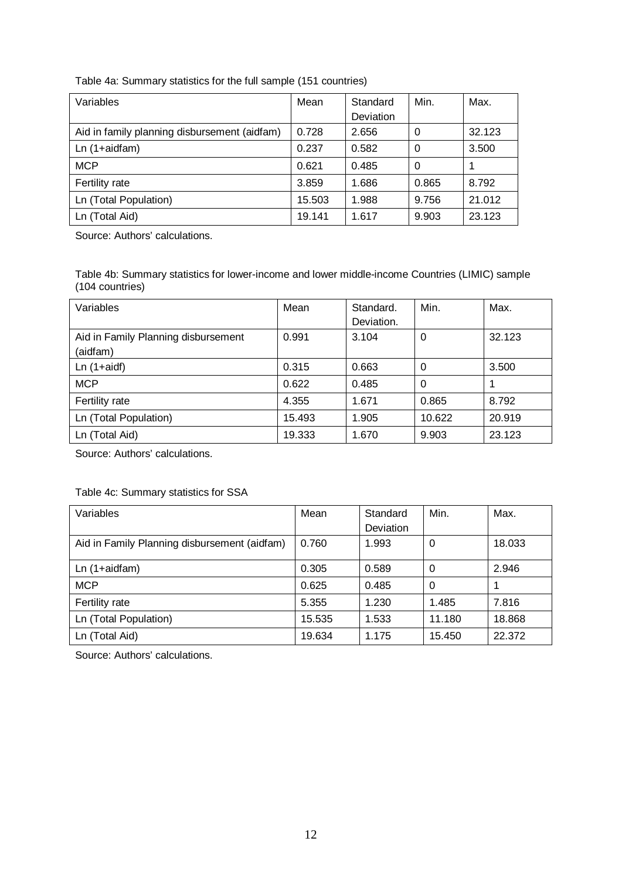Table 4a: Summary statistics for the full sample (151 countries)

| Variables | Mean | Standard Deviation | Min. | Max. |
|---|---|---|---|---|
| Aid in family planning disbursement (aidfam) | 0.728 | 2.656 | 0 | 32.123 |
| Ln (1+aidfam) | 0.237 | 0.582 | 0 | 3.500 |
| MCP | 0.621 | 0.485 | 0 | 1 |
| Fertility rate | 3.859 | 1.686 | 0.865 | 8.792 |
| Ln (Total Population) | 15.503 | 1.988 | 9.756 | 21.012 |
| Ln (Total Aid) | 19.141 | 1.617 | 9.903 | 23.123 |

Source: Authors' calculations.

Table 4b: Summary statistics for lower-income and lower middle-income Countries (LIMIC) sample (104 countries)

| Variables | Mean | Standard. Deviation. | Min. | Max. |
|---|---|---|---|---|
| Aid in Family Planning disbursement (aidfam) | 0.991 | 3.104 | 0 | 32.123 |
| Ln (1+aidf) | 0.315 | 0.663 | 0 | 3.500 |
| MCP | 0.622 | 0.485 | 0 | 1 |
| Fertility rate | 4.355 | 1.671 | 0.865 | 8.792 |
| Ln (Total Population) | 15.493 | 1.905 | 10.622 | 20.919 |
| Ln (Total Aid) | 19.333 | 1.670 | 9.903 | 23.123 |

Source: Authors' calculations.

Table 4c: Summary statistics for SSA

| Variables | Mean | Standard Deviation | Min. | Max. |
|---|---|---|---|---|
| Aid in Family Planning disbursement (aidfam) | 0.760 | 1.993 | 0 | 18.033 |
| Ln (1+aidfam) | 0.305 | 0.589 | 0 | 2.946 |
| MCP | 0.625 | 0.485 | 0 | 1 |
| Fertility rate | 5.355 | 1.230 | 1.485 | 7.816 |
| Ln (Total Population) | 15.535 | 1.533 | 11.180 | 18.868 |
| Ln (Total Aid) | 19.634 | 1.175 | 15.450 | 22.372 |

Source: Authors' calculations.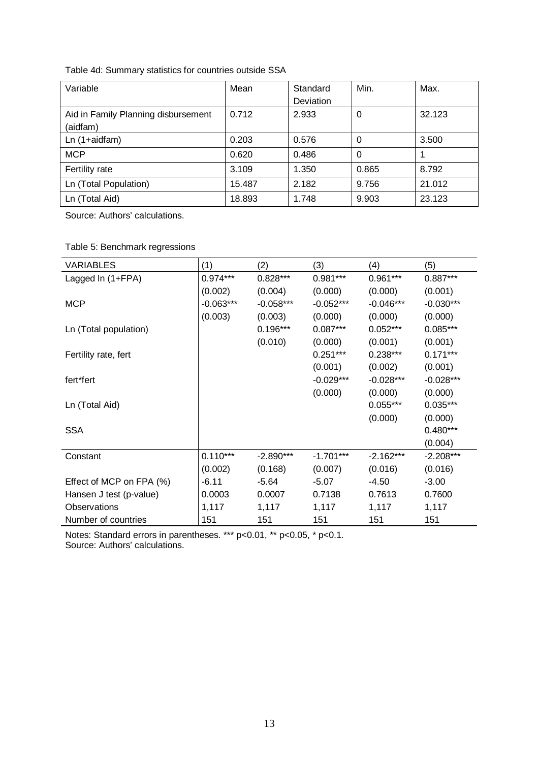Table 4d: Summary statistics for countries outside SSA

| Variable | Mean | Standard Deviation | Min. | Max. |
|---|---|---|---|---|
| Aid in Family Planning disbursement (aidfam) | 0.712 | 2.933 | 0 | 32.123 |
| Ln (1+aidfam) | 0.203 | 0.576 | 0 | 3.500 |
| MCP | 0.620 | 0.486 | 0 | 1 |
| Fertility rate | 3.109 | 1.350 | 0.865 | 8.792 |
| Ln (Total Population) | 15.487 | 2.182 | 9.756 | 21.012 |
| Ln (Total Aid) | 18.893 | 1.748 | 9.903 | 23.123 |

Source: Authors' calculations.

Table 5: Benchmark regressions

| VARIABLES | (1) | (2) | (3) | (4) | (5) |
|---|---|---|---|---|---|
| Lagged ln (1+FPA) | 0.974*** | 0.828*** | 0.981*** | 0.961*** | 0.887*** |
| | (0.002) | (0.004) | (0.000) | (0.000) | (0.001) |
| MCP | -0.063*** | -0.058*** | -0.052*** | -0.046*** | -0.030*** |
| | (0.003) | (0.003) | (0.000) | (0.000) | (0.000) |
| Ln (Total population) | | 0.196*** | 0.087*** | 0.052*** | 0.085*** |
| | | (0.010) | (0.000) | (0.001) | (0.001) |
| Fertility rate, fert | | | 0.251*** | 0.238*** | 0.171*** |
| | | | (0.001) | (0.002) | (0.001) |
| fert*fert | | | -0.029*** | -0.028*** | -0.028*** |
| | | | (0.000) | (0.000) | (0.000) |
| Ln (Total Aid) | | | | 0.055*** | 0.035*** |
| | | | | (0.000) | (0.000) |
| SSA | | | | | 0.480*** |
| | | | | | (0.004) |
| Constant | 0.110*** | -2.890*** | -1.701*** | -2.162*** | -2.208*** |
| | (0.002) | (0.168) | (0.007) | (0.016) | (0.016) |
| Effect of MCP on FPA (%) | -6.11 | -5.64 | -5.07 | -4.50 | -3.00 |
| Hansen J test (p-value) | 0.0003 | 0.0007 | 0.7138 | 0.7613 | 0.7600 |
| Observations | 1,117 | 1,117 | 1,117 | 1,117 | 1,117 |
| Number of countries | 151 | 151 | 151 | 151 | 151 |

Notes: Standard errors in parentheses. *** p<0.01, ** p<0.05, * p<0.1.
Source: Authors' calculations.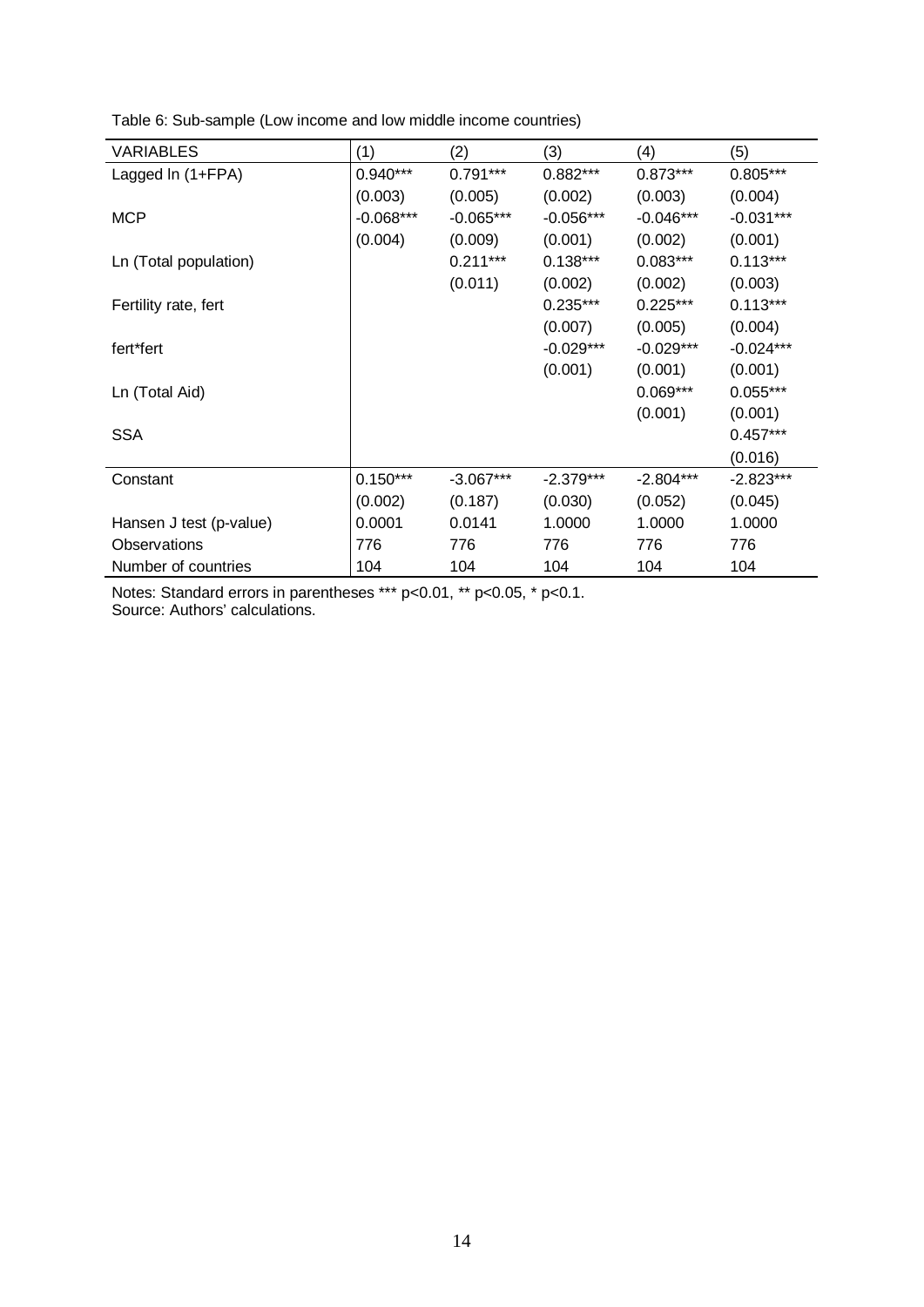Table 6: Sub-sample (Low income and low middle income countries)

| VARIABLES | (1) | (2) | (3) | (4) | (5) |
|---|---|---|---|---|---|
| Lagged ln (1+FPA) | 0.940*** | 0.791*** | 0.882*** | 0.873*** | 0.805*** |
| | (0.003) | (0.005) | (0.002) | (0.003) | (0.004) |
| MCP | -0.068*** | -0.065*** | -0.056*** | -0.046*** | -0.031*** |
| | (0.004) | (0.009) | (0.001) | (0.002) | (0.001) |
| Ln (Total population) | | 0.211*** | 0.138*** | 0.083*** | 0.113*** |
| | | (0.011) | (0.002) | (0.002) | (0.003) |
| Fertility rate, fert | | | 0.235*** | 0.225*** | 0.113*** |
| | | | (0.007) | (0.005) | (0.004) |
| fert*fert | | | -0.029*** | -0.029*** | -0.024*** |
| | | | (0.001) | (0.001) | (0.001) |
| Ln (Total Aid) | | | | 0.069*** | 0.055*** |
| | | | | (0.001) | (0.001) |
| SSA | | | | | 0.457*** |
| | | | | | (0.016) |
| Constant | 0.150*** | -3.067*** | -2.379*** | -2.804*** | -2.823*** |
| | (0.002) | (0.187) | (0.030) | (0.052) | (0.045) |
| Hansen J test (p-value) | 0.0001 | 0.0141 | 1.0000 | 1.0000 | 1.0000 |
| Observations | 776 | 776 | 776 | 776 | 776 |
| Number of countries | 104 | 104 | 104 | 104 | 104 |

Notes: Standard errors in parentheses *** p<0.01, ** p<0.05, * p<0.1.
Source: Authors' calculations.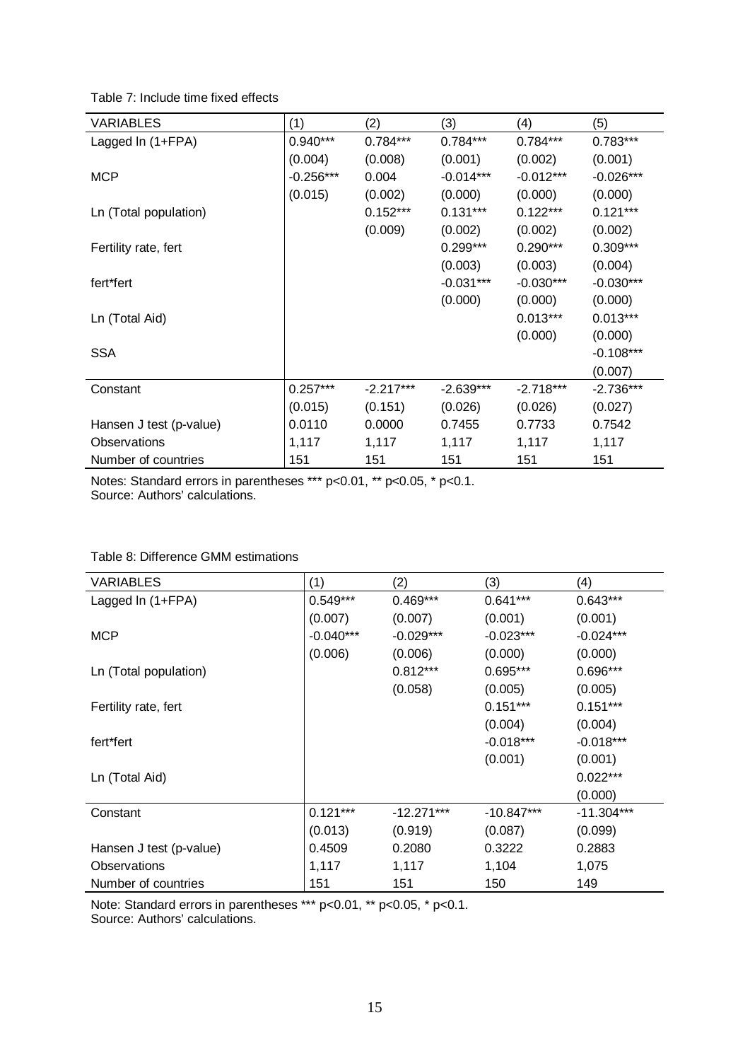Table 7: Include time fixed effects

| VARIABLES | (1) | (2) | (3) | (4) | (5) |
|---|---|---|---|---|---|
| Lagged ln (1+FPA) | 0.940*** | 0.784*** | 0.784*** | 0.784*** | 0.783*** |
| | (0.004) | (0.008) | (0.001) | (0.002) | (0.001) |
| MCP | -0.256*** | 0.004 | -0.014*** | -0.012*** | -0.026*** |
| | (0.015) | (0.002) | (0.000) | (0.000) | (0.000) |
| Ln (Total population) | | 0.152*** | 0.131*** | 0.122*** | 0.121*** |
| | | (0.009) | (0.002) | (0.002) | (0.002) |
| Fertility rate, fert | | | 0.299*** | 0.290*** | 0.309*** |
| | | | (0.003) | (0.003) | (0.004) |
| fert*fert | | | -0.031*** | -0.030*** | -0.030*** |
| | | | (0.000) | (0.000) | (0.000) |
| Ln (Total Aid) | | | | 0.013*** | 0.013*** |
| | | | | (0.000) | (0.000) |
| SSA | | | | | -0.108*** |
| | | | | | (0.007) |
| Constant | 0.257*** | -2.217*** | -2.639*** | -2.718*** | -2.736*** |
| | (0.015) | (0.151) | (0.026) | (0.026) | (0.027) |
| Hansen J test (p-value) | 0.0110 | 0.0000 | 0.7455 | 0.7733 | 0.7542 |
| Observations | 1,117 | 1,117 | 1,117 | 1,117 | 1,117 |
| Number of countries | 151 | 151 | 151 | 151 | 151 |

Notes: Standard errors in parentheses *** p<0.01, ** p<0.05, * p<0.1.
Source: Authors' calculations.

Table 8: Difference GMM estimations

| VARIABLES | (1) | (2) | (3) | (4) |
|---|---|---|---|---|
| Lagged ln (1+FPA) | 0.549*** | 0.469*** | 0.641*** | 0.643*** |
| | (0.007) | (0.007) | (0.001) | (0.001) |
| MCP | -0.040*** | -0.029*** | -0.023*** | -0.024*** |
| | (0.006) | (0.006) | (0.000) | (0.000) |
| Ln (Total population) | | 0.812*** | 0.695*** | 0.696*** |
| | | (0.058) | (0.005) | (0.005) |
| Fertility rate, fert | | | 0.151*** | 0.151*** |
| | | | (0.004) | (0.004) |
| fert*fert | | | -0.018*** | -0.018*** |
| | | | (0.001) | (0.001) |
| Ln (Total Aid) | | | | 0.022*** |
| | | | | (0.000) |
| Constant | 0.121*** | -12.271*** | -10.847*** | -11.304*** |
| | (0.013) | (0.919) | (0.087) | (0.099) |
| Hansen J test (p-value) | 0.4509 | 0.2080 | 0.3222 | 0.2883 |
| Observations | 1,117 | 1,117 | 1,104 | 1,075 |
| Number of countries | 151 | 151 | 150 | 149 |

Note: Standard errors in parentheses *** p<0.01, ** p<0.05, * p<0.1.
Source: Authors' calculations.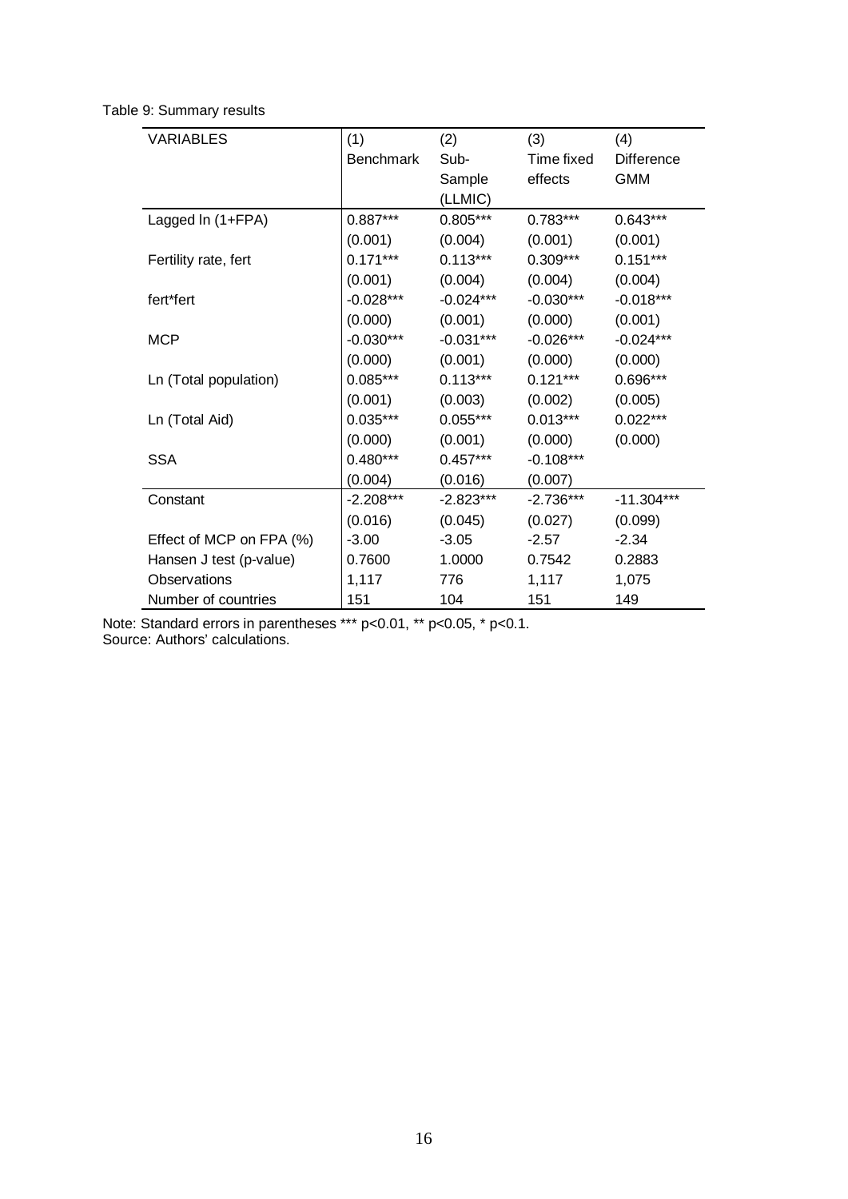Table 9: Summary results

| VARIABLES | (1) Benchmark | (2) Sub-Sample (LLMIC) | (3) Time fixed effects | (4) Difference GMM |
|---|---|---|---|---|
| Lagged ln (1+FPA) | 0.887*** | 0.805*** | 0.783*** | 0.643*** |
| | (0.001) | (0.004) | (0.001) | (0.001) |
| Fertility rate, fert | 0.171*** | 0.113*** | 0.309*** | 0.151*** |
| | (0.001) | (0.004) | (0.004) | (0.004) |
| fert*fert | -0.028*** | -0.024*** | -0.030*** | -0.018*** |
| | (0.000) | (0.001) | (0.000) | (0.001) |
| MCP | -0.030*** | -0.031*** | -0.026*** | -0.024*** |
| | (0.000) | (0.001) | (0.000) | (0.000) |
| Ln (Total population) | 0.085*** | 0.113*** | 0.121*** | 0.696*** |
| | (0.001) | (0.003) | (0.002) | (0.005) |
| Ln (Total Aid) | 0.035*** | 0.055*** | 0.013*** | 0.022*** |
| | (0.000) | (0.001) | (0.000) | (0.000) |
| SSA | 0.480*** | 0.457*** | -0.108*** | |
| | (0.004) | (0.016) | (0.007) | |
| Constant | -2.208*** | -2.823*** | -2.736*** | -11.304*** |
| | (0.016) | (0.045) | (0.027) | (0.099) |
| Effect of MCP on FPA (%) | -3.00 | -3.05 | -2.57 | -2.34 |
| Hansen J test (p-value) | 0.7600 | 1.0000 | 0.7542 | 0.2883 |
| Observations | 1,117 | 776 | 1,117 | 1,075 |
| Number of countries | 151 | 104 | 151 | 149 |

Note: Standard errors in parentheses *** p<0.01, ** p<0.05, * p<0.1.
Source: Authors' calculations.